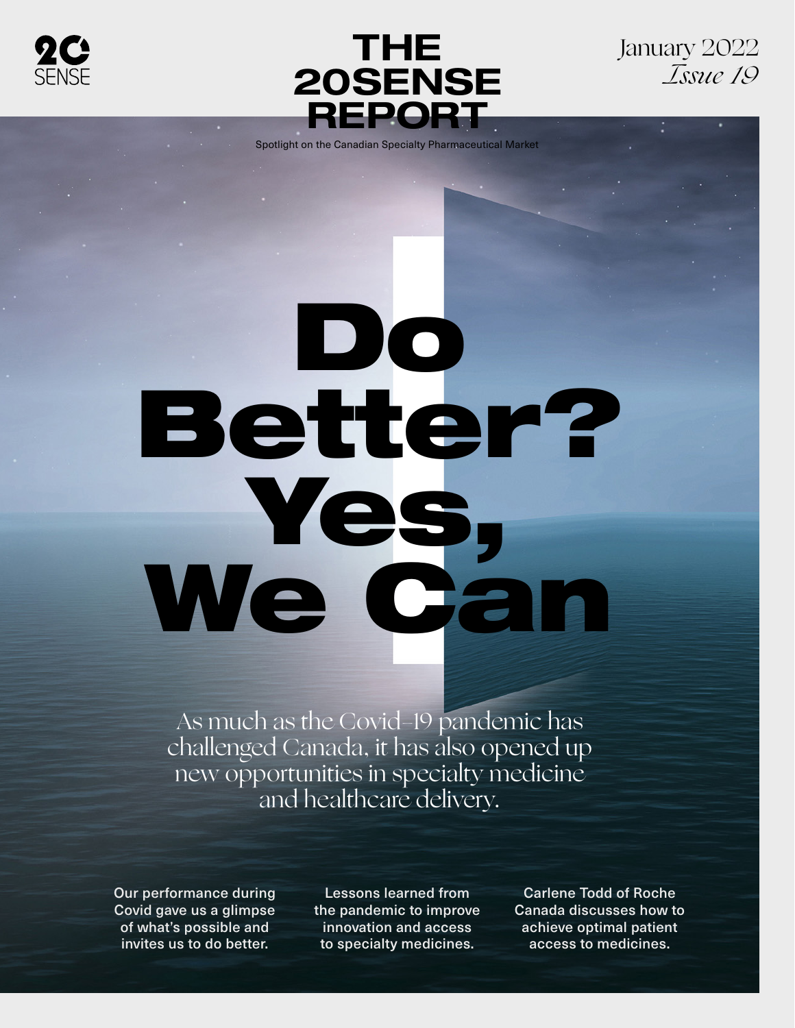20 SENSE

# THE 20SENSE REPORT

Spotlight on the Canadian Specialty Pharmaceutical Market

January 2022
*Issue 19*

# Do Better? Yes, We Can

As much as the Covid-19 pandemic has challenged Canada, it has also opened up new opportunities in specialty medicine and healthcare delivery.

Our performance during Covid gave us a glimpse of what's possible and invites us to do better.

Lessons learned from the pandemic to improve innovation and access to specialty medicines.

Carlene Todd of Roche Canada discusses how to achieve optimal patient access to medicines.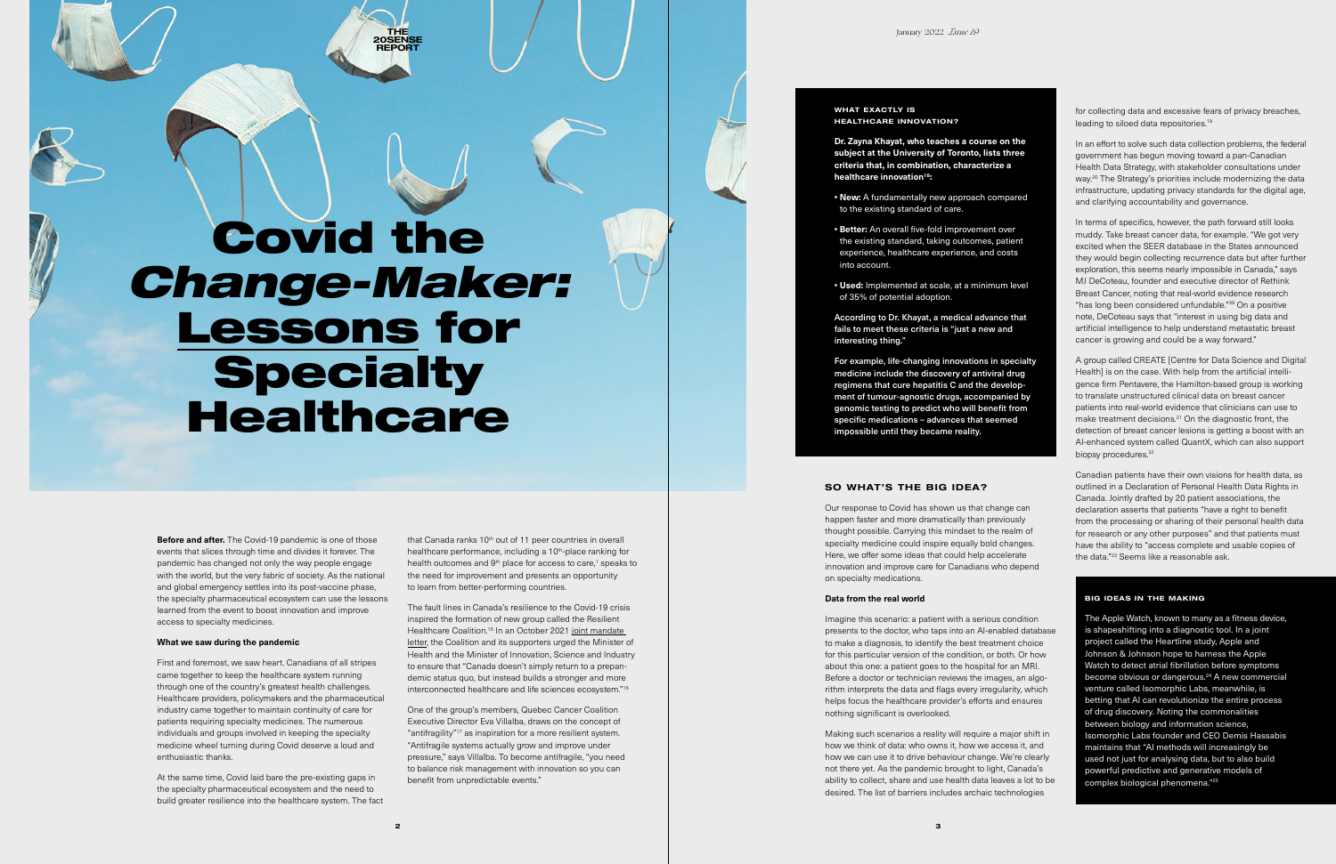# Covid the *Change-Maker:* Lessons for Specialty Healthcare

**Before and after.** The Covid-19 pandemic is one of those events that slices through time and divides it forever. The pandemic has changed not only the way people engage with the world, but the very fabric of society. As the national and global emergency settles into its post-vaccine phase, the specialty pharmaceutical ecosystem can use the lessons learned from the event to boost innovation and improve access to specialty medicines.

### What we saw during the pandemic

First and foremost, we saw heart. Canadians of all stripes came together to keep the healthcare system running through one of the country's greatest health challenges. Healthcare providers, policymakers and the pharmaceutical industry came together to maintain continuity of care for patients requiring specialty medicines. The numerous individuals and groups involved in keeping the specialty medicine wheel turning during Covid deserve a loud and enthusiastic thanks.

At the same time, Covid laid bare the pre-existing gaps in the specialty pharmaceutical ecosystem and the need to build greater resilience into the healthcare system. The fact that Canada ranks 10th out of 11 peer countries in overall healthcare performance, including a 10th-place ranking for health outcomes and 9th place for access to care,[1] speaks to the need for improvement and presents an opportunity to learn from better-performing countries.

The fault lines in Canada's resilience to the Covid-19 crisis inspired the formation of new group called the Resilient Healthcare Coalition.[15] In an October 2021 joint mandate letter, the Coalition and its supporters urged the Minister of Health and the Minister of Innovation, Science and Industry to ensure that "Canada doesn't simply return to a prepandemic status quo, but instead builds a stronger and more interconnected healthcare and life sciences ecosystem."[16]

One of the group's members, Quebec Cancer Coalition Executive Director Eva Villalba, draws on the concept of "antifragility"[17] as inspiration for a more resilient system. "Antifragile systems actually grow and improve under pressure," says Villalba. To become antifragile, "you need to balance risk management with innovation so you can benefit from unpredictable events."

### What exactly is healthcare innovation?

**Dr. Zayna Khayat, who teaches a course on the subject at the University of Toronto, lists three criteria that, in combination, characterize a healthcare innovation[18]:**

- **New:** A fundamentally new approach compared to the existing standard of care.
- **Better:** An overall five-fold improvement over the existing standard, taking outcomes, patient experience, healthcare experience, and costs into account.
- **Used:** Implemented at scale, at a minimum level of 35% of potential adoption.

According to Dr. Khayat, a medical advance that fails to meet these criteria is "just a new and interesting thing."

For example, life-changing innovations in specialty medicine include the discovery of antiviral drug regimens that cure hepatitis C and the development of tumour-agnostic drugs, accompanied by genomic testing to predict who will benefit from specific medications – advances that seemed impossible until they became reality.

## So what's the big idea?

Our response to Covid has shown us that change can happen faster and more dramatically than previously thought possible. Carrying this mindset to the realm of specialty medicine could inspire equally bold changes. Here, we offer some ideas that could help accelerate innovation and improve care for Canadians who depend on specialty medications.

### Data from the real world

Imagine this scenario: a patient with a serious condition presents to the doctor, who taps into an AI-enabled database to make a diagnosis, to identify the best treatment choice for this particular version of the condition, or both. Or how about this one: a patient goes to the hospital for an MRI. Before a doctor or technician reviews the images, an algorithm interprets the data and flags every irregularity, which helps focus the healthcare provider's efforts and ensures nothing significant is overlooked.

Making such scenarios a reality will require a major shift in how we think of data: who owns it, how we access it, and how we can use it to drive behaviour change. We're clearly not there yet. As the pandemic brought to light, Canada's ability to collect, share and use health data leaves a lot to be desired. The list of barriers includes archaic technologies for collecting data and excessive fears of privacy breaches, leading to siloed data repositories.[19]

In an effort to solve such data collection problems, the federal government has begun moving toward a pan-Canadian Health Data Strategy, with stakeholder consultations under way.[20] The Strategy's priorities include modernizing the data infrastructure, updating privacy standards for the digital age, and clarifying accountability and governance.

In terms of specifics, however, the path forward still looks muddy. Take breast cancer data, for example. "We got very excited when the SEER database in the States announced they would begin collecting recurrence data but after further exploration, this seems nearly impossible in Canada," says MJ DeCoteau, founder and executive director of Rethink Breast Cancer, noting that real-world evidence research "has long been considered unfundable."[39] On a positive note, DeCoteau says that "interest in using big data and artificial intelligence to help understand metastatic breast cancer is growing and could be a way forward."

A group called CREATE [Centre for Data Science and Digital Health] is on the case. With help from the artificial intelligence firm Pentavere, the Hamilton-based group is working to translate unstructured clinical data on breast cancer patients into real-world evidence that clinicians can use to make treatment decisions.[21] On the diagnostic front, the detection of breast cancer lesions is getting a boost with an AI-enhanced system called QuantX, which can also support biopsy procedures.[22]

Canadian patients have their own visions for health data, as outlined in a Declaration of Personal Health Data Rights in Canada. Jointly drafted by 20 patient associations, the declaration asserts that patients "have a right to benefit from the processing or sharing of their personal health data for research or any other purposes" and that patients must have the ability to "access complete and usable copies of the data."[23] Seems like a reasonable ask.

### Big ideas in the making

The Apple Watch, known to many as a fitness device, is shapeshifting into a diagnostic tool. In a joint project called the Heartline study, Apple and Johnson & Johnson hope to harness the Apple Watch to detect atrial fibrillation before symptoms become obvious or dangerous.[24] A new commercial venture called Isomorphic Labs, meanwhile, is betting that AI can revolutionize the entire process of drug discovery. Noting the commonalities between biology and information science, Isomorphic Labs founder and CEO Demis Hassabis maintains that "AI methods will increasingly be used not just for analysing data, but to also build powerful predictive and generative models of complex biological phenomena."[25]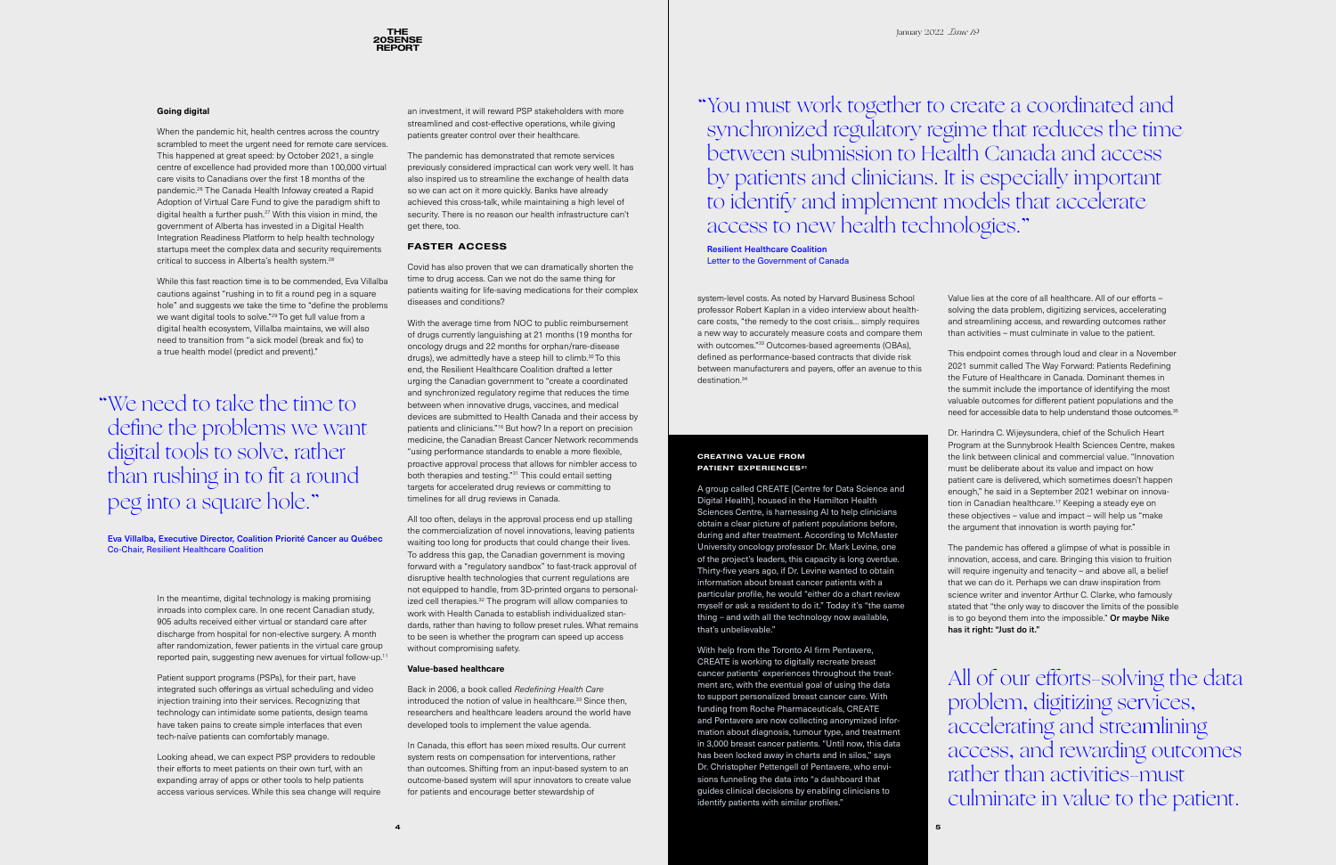### Going digital

When the pandemic hit, health centres across the country scrambled to meet the urgent need for remote care services. This happened at great speed: by October 2021, a single centre of excellence had provided more than 100,000 virtual care visits to Canadians over the first 18 months of the pandemic.[26] The Canada Health Infoway created a Rapid Adoption of Virtual Care Fund to give the paradigm shift to digital health a further push.[27] With this vision in mind, the government of Alberta has invested in a Digital Health Integration Readiness Platform to help health technology startups meet the complex data and security requirements critical to success in Alberta's health system.[28]

While this fast reaction time is to be commended, Eva Villalba cautions against "rushing in to fit a round peg in a square hole" and suggests we take the time to "define the problems we want digital tools to solve."[29] To get full value from a digital health ecosystem, Villalba maintains, we will also need to transition from "a sick model (break and fix) to a true health model (predict and prevent)."

> "We need to take the time to define the problems we want digital tools to solve, rather than rushing in to fit a round peg into a square hole."
>
> Eva Villalba, Executive Director, Coalition Priorité Cancer au Québec
> Co-Chair, Resilient Healthcare Coalition

In the meantime, digital technology is making promising inroads into complex care. In one recent Canadian study, 905 adults received either virtual or standard care after discharge from hospital for non-elective surgery. A month after randomization, fewer patients in the virtual care group reported pain, suggesting new avenues for virtual follow-up.[11]

Patient support programs (PSPs), for their part, have integrated such offerings as virtual scheduling and video injection training into their services. Recognizing that technology can intimidate some patients, design teams have taken pains to create simple interfaces that even tech-naive patients can comfortably manage.

Looking ahead, we can expect PSP providers to redouble their efforts to meet patients on their own turf, with an expanding array of apps or other tools to help patients access various services. While this sea change will require an investment, it will reward PSP stakeholders with more streamlined and cost-effective operations, while giving patients greater control over their healthcare.

The pandemic has demonstrated that remote services previously considered impractical can work very well. It has also inspired us to streamline the exchange of health data so we can act on it more quickly. Banks have already achieved this cross-talk, while maintaining a high level of security. There is no reason our health infrastructure can't get there, too.

## FASTER ACCESS

Covid has also proven that we can dramatically shorten the time to drug access. Can we not do the same thing for patients waiting for life-saving medications for their complex diseases and conditions?

With the average time from NOC to public reimbursement of drugs currently languishing at 21 months (19 months for oncology drugs and 22 months for orphan/rare-disease drugs), we admittedly have a steep hill to climb.[30] To this end, the Resilient Healthcare Coalition drafted a letter urging the Canadian government to "create a coordinated and synchronized regulatory regime that reduces the time between when innovative drugs, vaccines, and medical devices are submitted to Health Canada and their access by patients and clinicians."[16] But how? In a report on precision medicine, the Canadian Breast Cancer Network recommends "using performance standards to enable a more flexible, proactive approval process that allows for nimbler access to both therapies and testing."[31] This could entail setting targets for accelerated drug reviews or committing to timelines for all drug reviews in Canada.

All too often, delays in the approval process end up stalling the commercialization of novel innovations, leaving patients waiting too long for products that could change their lives. To address this gap, the Canadian government is moving forward with a "regulatory sandbox" to fast-track approval of disruptive health technologies that current regulations are not equipped to handle, from 3D-printed organs to personalized cell therapies.[32] The program will allow companies to work with Health Canada to establish individualized standards, rather than having to follow preset rules. What remains to be seen is whether the program can speed up access without compromising safety.

### Value-based healthcare

Back in 2006, a book called *Redefining Health Care* introduced the notion of value in healthcare.[33] Since then, researchers and healthcare leaders around the world have developed tools to implement the value agenda.

In Canada, this effort has seen mixed results. Our current system rests on compensation for interventions, rather than outcomes. Shifting from an input-based system to an outcome-based system will spur innovators to create value for patients and encourage better stewardship of system-level costs. As noted by Harvard Business School professor Robert Kaplan in a video interview about health-care costs, "the remedy to the cost crisis... simply requires a new way to accurately measure costs and compare them with outcomes."[33] Outcomes-based agreements (OBAs), defined as performance-based contracts that divide risk between manufacturers and payers, offer an avenue to this destination.[34]

> "You must work together to create a coordinated and synchronized regulatory regime that reduces the time between submission to Health Canada and access by patients and clinicians. It is especially important to identify and implement models that accelerate access to new health technologies."
>
> Resilient Healthcare Coalition
> Letter to the Government of Canada

#### CREATING VALUE FROM PATIENT EXPERIENCES[21]

A group called CREATE [Centre for Data Science and Digital Health], housed in the Hamilton Health Sciences Centre, is harnessing AI to help clinicians obtain a clear picture of patient populations before, during and after treatment. According to McMaster University oncology professor Dr. Mark Levine, one of the project's leaders, this capacity is long overdue. Thirty-five years ago, if Dr. Levine wanted to obtain information about breast cancer patients with a particular profile, he would "either do a chart review myself or ask a resident to do it." Today it's "the same thing – and with all the technology now available, that's unbelievable."

With help from the Toronto AI firm Pentavere, CREATE is working to digitally recreate breast cancer patients' experiences throughout the treatment arc, with the eventual goal of using the data to support personalized breast cancer care. With funding from Roche Pharmaceuticals, CREATE and Pentavere are now collecting anonymized information about diagnosis, tumour type, and treatment in 3,000 breast cancer patients. "Until now, this data has been locked away in charts and in silos," says Dr. Christopher Pettengell of Pentavere, who envisions funneling the data into "a dashboard that guides clinical decisions by enabling clinicians to identify patients with similar profiles."

Value lies at the core of all healthcare. All of our efforts – solving the data problem, digitizing services, accelerating and streamlining access, and rewarding outcomes rather than activities – must culminate in value to the patient.

This endpoint comes through loud and clear in a November 2021 summit called The Way Forward: Patients Redefining the Future of Healthcare in Canada. Dominant themes in the summit include the importance of identifying the most valuable outcomes for different patient populations and the need for accessible data to help understand those outcomes.[35]

Dr. Harindra C. Wijeysundera, chief of the Schulich Heart Program at the Sunnybrook Health Sciences Centre, makes the link between clinical and commercial value. "Innovation must be deliberate about its value and impact on how patient care is delivered, which sometimes doesn't happen enough," he said in a September 2021 webinar on innovation in Canadian healthcare.[17] Keeping a steady eye on these objectives – value and impact – will help us "make the argument that innovation is worth paying for."

The pandemic has offered a glimpse of what is possible in innovation, access, and care. Bringing this vision to fruition will require ingenuity and tenacity – and above all, a belief that we can do it. Perhaps we can draw inspiration from science writer and inventor Arthur C. Clarke, who famously stated that "the only way to discover the limits of the possible is to go beyond them into the impossible." **Or maybe Nike has it right: "Just do it."**

> All of our efforts–solving the data problem, digitizing services, accelerating and streamlining access, and rewarding outcomes rather than activities–must culminate in value to the patient.